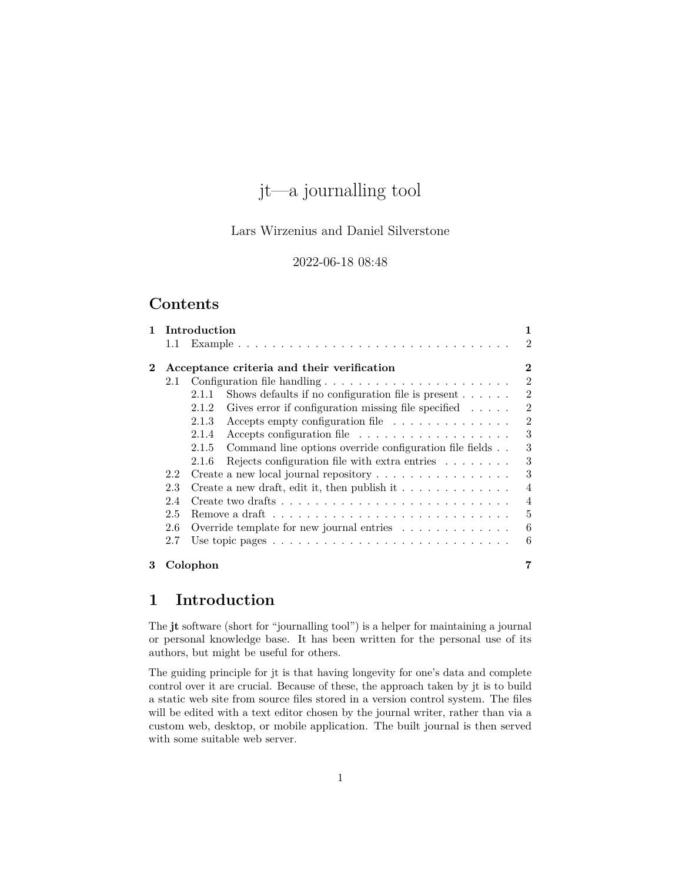# jt—a journalling tool

Lars Wirzenius and Daniel Silverstone

2022-06-18 08:48

## Contents

- 1 Introduction — 1
  - 1.1 Example — 2
- 2 Acceptance criteria and their verification — 2
  - 2.1 Configuration file handling — 2
    - 2.1.1 Shows defaults if no configuration file is present — 2
    - 2.1.2 Gives error if configuration missing file specified — 2
    - 2.1.3 Accepts empty configuration file — 2
    - 2.1.4 Accepts configuration file — 3
    - 2.1.5 Command line options override configuration file fields — 3
    - 2.1.6 Rejects configuration file with extra entries — 3
  - 2.2 Create a new local journal repository — 3
  - 2.3 Create a new draft, edit it, then publish it — 4
  - 2.4 Create two drafts — 4
  - 2.5 Remove a draft — 5
  - 2.6 Override template for new journal entries — 6
  - 2.7 Use topic pages — 6
- 3 Colophon — 7

## 1 Introduction

The **jt** software (short for "journalling tool") is a helper for maintaining a journal or personal knowledge base. It has been written for the personal use of its authors, but might be useful for others.

The guiding principle for jt is that having longevity for one's data and complete control over it are crucial. Because of these, the approach taken by jt is to build a static web site from source files stored in a version control system. The files will be edited with a text editor chosen by the journal writer, rather than via a custom web, desktop, or mobile application. The built journal is then served with some suitable web server.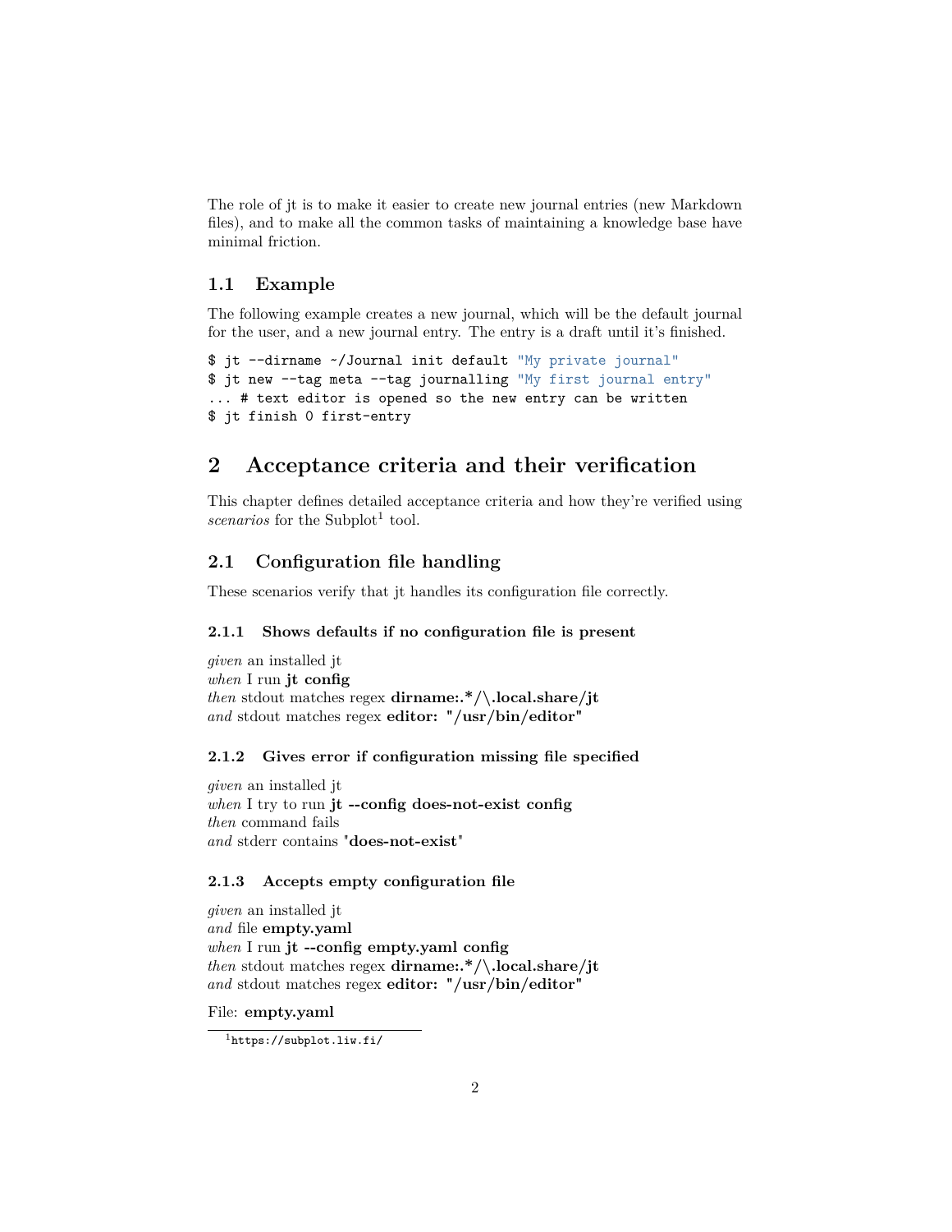The role of jt is to make it easier to create new journal entries (new Markdown files), and to make all the common tasks of maintaining a knowledge base have minimal friction.

## 1.1 Example

The following example creates a new journal, which will be the default journal for the user, and a new journal entry. The entry is a draft until it's finished.

```
$ jt --dirname ~/Journal init default "My private journal"
$ jt new --tag meta --tag journalling "My first journal entry"
... # text editor is opened so the new entry can be written
$ jt finish 0 first-entry
```

# 2 Acceptance criteria and their verification

This chapter defines detailed acceptance criteria and how they're verified using *scenarios* for the Subplot[1] tool.

## 2.1 Configuration file handling

These scenarios verify that jt handles its configuration file correctly.

### 2.1.1 Shows defaults if no configuration file is present

*given* an installed jt  
*when* I run **jt config**  
*then* stdout matches regex **dirname:.*/\.local.share/jt**  
*and* stdout matches regex **editor: "/usr/bin/editor"**

### 2.1.2 Gives error if configuration missing file specified

*given* an installed jt  
*when* I try to run **jt --config does-not-exist config**  
*then* command fails  
*and* stderr contains "**does-not-exist**"

### 2.1.3 Accepts empty configuration file

*given* an installed jt  
*and* file **empty.yaml**  
*when* I run **jt --config empty.yaml config**  
*then* stdout matches regex **dirname:.*/\.local.share/jt**  
*and* stdout matches regex **editor: "/usr/bin/editor"**

File: **empty.yaml**

[1] https://subplot.liw.fi/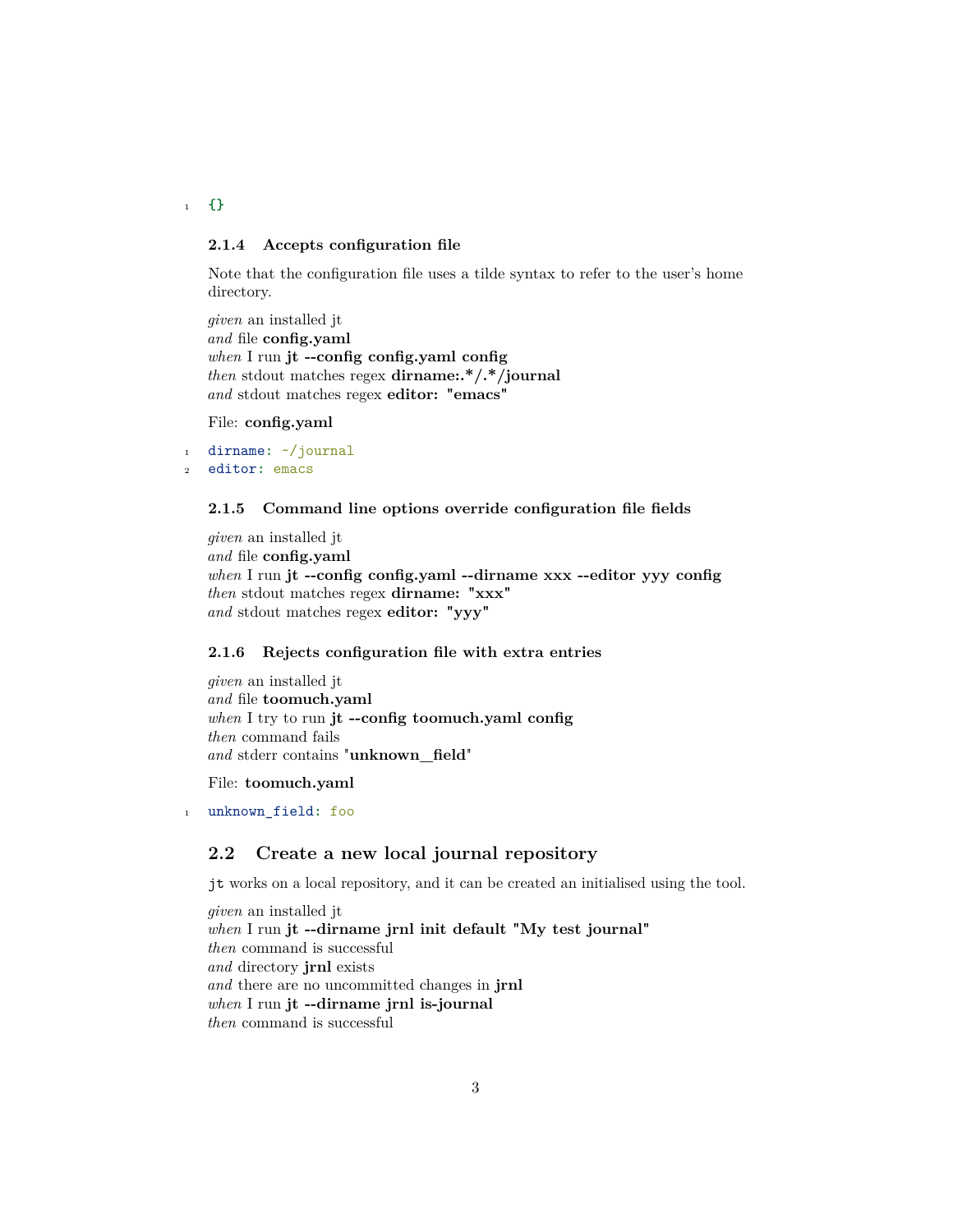```
{}
```

#### 2.1.4 Accepts configuration file

Note that the configuration file uses a tilde syntax to refer to the user's home directory.

*given* an installed jt  
*and* file **config.yaml**  
*when* I run **jt --config config.yaml config**  
*then* stdout matches regex **dirname:.*/.*/journal**  
*and* stdout matches regex **editor: "emacs"**

File: **config.yaml**

```yaml
dirname: ~/journal
editor: emacs
```

#### 2.1.5 Command line options override configuration file fields

*given* an installed jt  
*and* file **config.yaml**  
*when* I run **jt --config config.yaml --dirname xxx --editor yyy config**  
*then* stdout matches regex **dirname: "xxx"**  
*and* stdout matches regex **editor: "yyy"**

#### 2.1.6 Rejects configuration file with extra entries

*given* an installed jt  
*and* file **toomuch.yaml**  
*when* I try to run **jt --config toomuch.yaml config**  
*then* command fails  
*and* stderr contains "**unknown_field**"

File: **toomuch.yaml**

```yaml
unknown_field: foo
```

### 2.2 Create a new local journal repository

`jt` works on a local repository, and it can be created an initialised using the tool.

*given* an installed jt  
*when* I run **jt --dirname jrnl init default "My test journal"**  
*then* command is successful  
*and* directory **jrnl** exists  
*and* there are no uncommitted changes in **jrnl**  
*when* I run **jt --dirname jrnl is-journal**  
*then* command is successful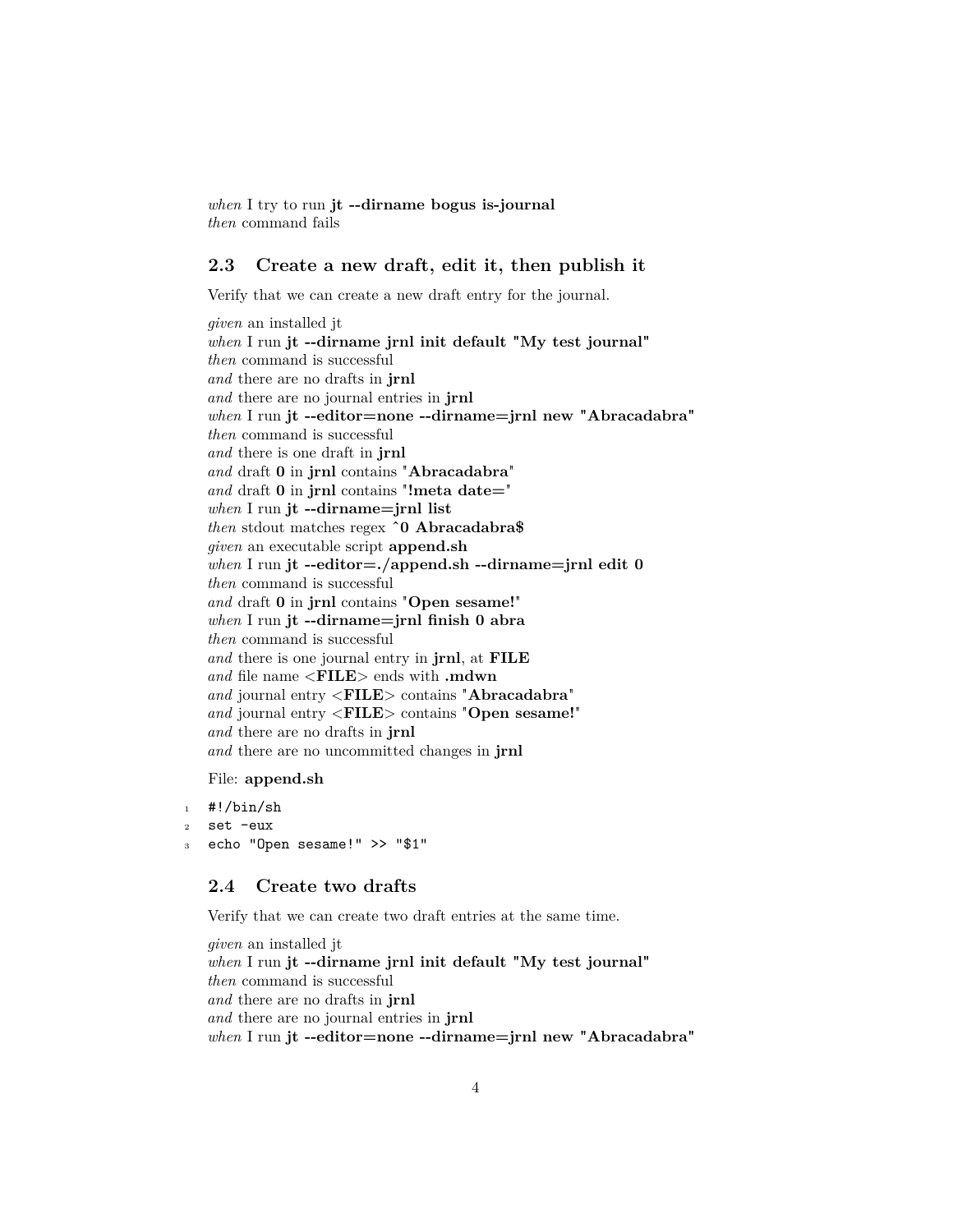*when* I try to run **jt --dirname bogus is-journal**
*then* command fails

## 2.3 Create a new draft, edit it, then publish it

Verify that we can create a new draft entry for the journal.

*given* an installed jt
*when* I run **jt --dirname jrnl init default "My test journal"**
*then* command is successful
*and* there are no drafts in **jrnl**
*and* there are no journal entries in **jrnl**
*when* I run **jt --editor=none --dirname=jrnl new "Abracadabra"**
*then* command is successful
*and* there is one draft in **jrnl**
*and* draft **0** in **jrnl** contains "**Abracadabra**"
*and* draft **0** in **jrnl** contains "**!meta date=**"
*when* I run **jt --dirname=jrnl list**
*then* stdout matches regex **^0 Abracadabra$**
*given* an executable script **append.sh**
*when* I run **jt --editor=./append.sh --dirname=jrnl edit 0**
*then* command is successful
*and* draft **0** in **jrnl** contains "**Open sesame!**"
*when* I run **jt --dirname=jrnl finish 0 abra**
*then* command is successful
*and* there is one journal entry in **jrnl**, at **FILE**
*and* file name <**FILE**> ends with **.mdwn**
*and* journal entry <**FILE**> contains "**Abracadabra**"
*and* journal entry <**FILE**> contains "**Open sesame!**"
*and* there are no drafts in **jrnl**
*and* there are no uncommitted changes in **jrnl**

File: **append.sh**

```
#!/bin/sh
set -eux
echo "Open sesame!" >> "$1"
```

## 2.4 Create two drafts

Verify that we can create two draft entries at the same time.

*given* an installed jt
*when* I run **jt --dirname jrnl init default "My test journal"**
*then* command is successful
*and* there are no drafts in **jrnl**
*and* there are no journal entries in **jrnl**
*when* I run **jt --editor=none --dirname=jrnl new "Abracadabra"**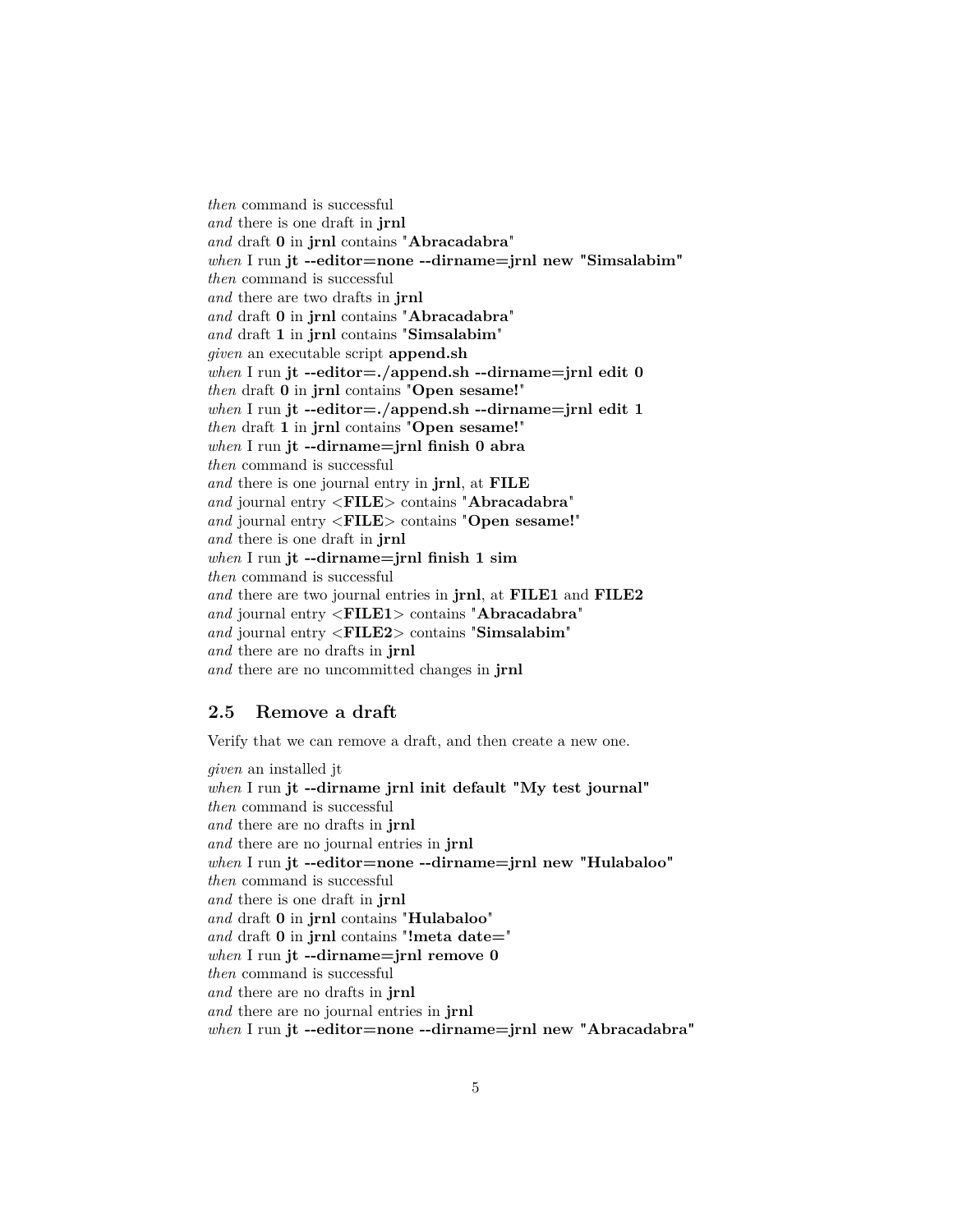*then* command is successful
*and* there is one draft in **jrnl**
*and* draft **0** in **jrnl** contains "**Abracadabra**"
*when* I run **jt --editor=none --dirname=jrnl new "Simsalabim"**
*then* command is successful
*and* there are two drafts in **jrnl**
*and* draft **0** in **jrnl** contains "**Abracadabra**"
*and* draft **1** in **jrnl** contains "**Simsalabim**"
*given* an executable script **append.sh**
*when* I run **jt --editor=./append.sh --dirname=jrnl edit 0**
*then* draft **0** in **jrnl** contains "**Open sesame!**"
*when* I run **jt --editor=./append.sh --dirname=jrnl edit 1**
*then* draft **1** in **jrnl** contains "**Open sesame!**"
*when* I run **jt --dirname=jrnl finish 0 abra**
*then* command is successful
*and* there is one journal entry in **jrnl**, at **FILE**
*and* journal entry <**FILE**> contains "**Abracadabra**"
*and* journal entry <**FILE**> contains "**Open sesame!**"
*and* there is one draft in **jrnl**
*when* I run **jt --dirname=jrnl finish 1 sim**
*then* command is successful
*and* there are two journal entries in **jrnl**, at **FILE1** and **FILE2**
*and* journal entry <**FILE1**> contains "**Abracadabra**"
*and* journal entry <**FILE2**> contains "**Simsalabim**"
*and* there are no drafts in **jrnl**
*and* there are no uncommitted changes in **jrnl**

## 2.5 Remove a draft

Verify that we can remove a draft, and then create a new one.

*given* an installed jt
*when* I run **jt --dirname jrnl init default "My test journal"**
*then* command is successful
*and* there are no drafts in **jrnl**
*and* there are no journal entries in **jrnl**
*when* I run **jt --editor=none --dirname=jrnl new "Hulabaloo"**
*then* command is successful
*and* there is one draft in **jrnl**
*and* draft **0** in **jrnl** contains "**Hulabaloo**"
*and* draft **0** in **jrnl** contains "**!meta date=**"
*when* I run **jt --dirname=jrnl remove 0**
*then* command is successful
*and* there are no drafts in **jrnl**
*and* there are no journal entries in **jrnl**
*when* I run **jt --editor=none --dirname=jrnl new "Abracadabra"**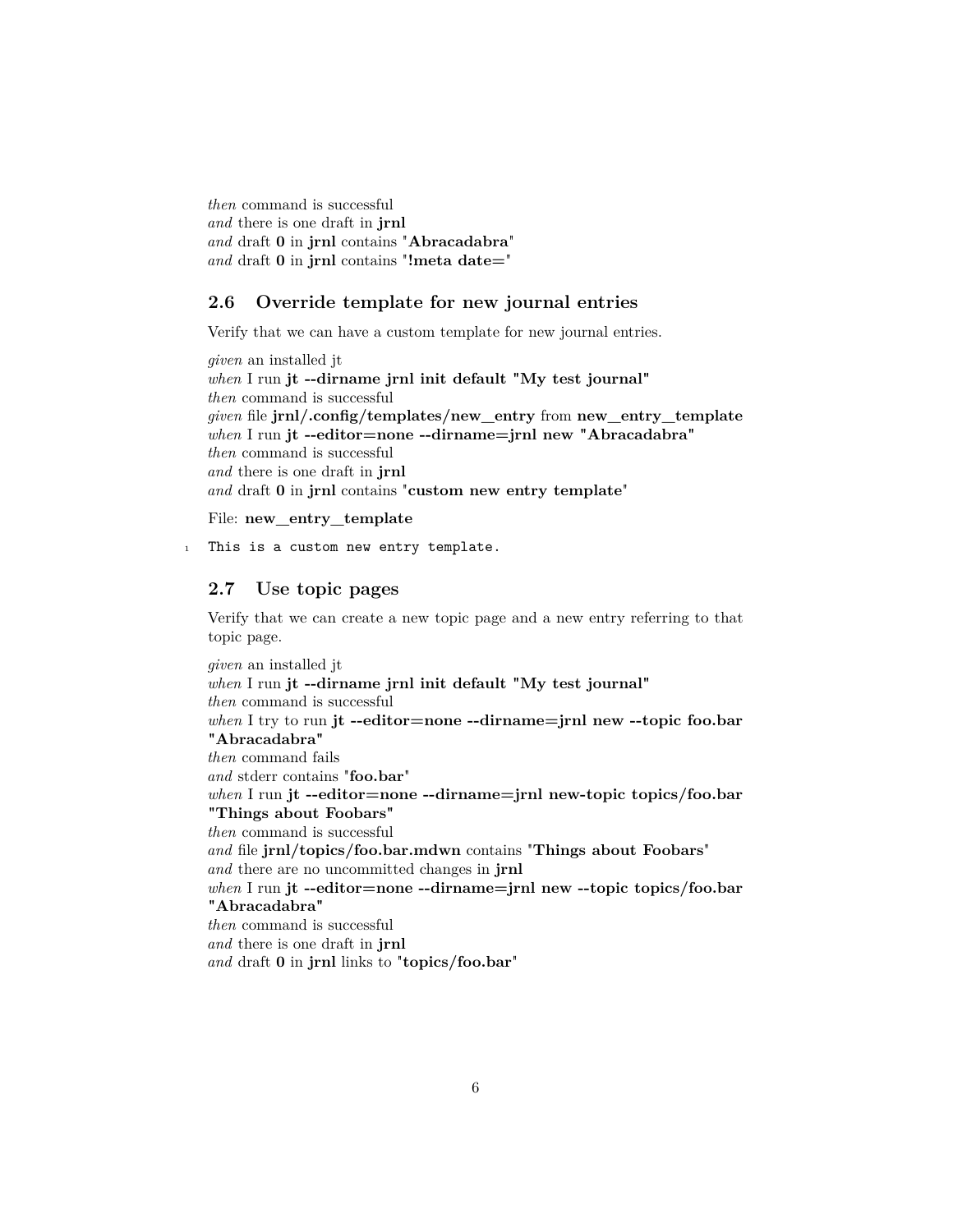*then* command is successful
*and* there is one draft in **jrnl**
*and* draft **0** in **jrnl** contains "**Abracadabra**"
*and* draft **0** in **jrnl** contains "**!meta date=**"

## 2.6 Override template for new journal entries

Verify that we can have a custom template for new journal entries.

*given* an installed jt
*when* I run **jt --dirname jrnl init default "My test journal"**
*then* command is successful
*given* file **jrnl/.config/templates/new_entry** from **new_entry_template**
*when* I run **jt --editor=none --dirname=jrnl new "Abracadabra"**
*then* command is successful
*and* there is one draft in **jrnl**
*and* draft **0** in **jrnl** contains "**custom new entry template**"

File: **new_entry_template**

```
This is a custom new entry template.
```

## 2.7 Use topic pages

Verify that we can create a new topic page and a new entry referring to that topic page.

*given* an installed jt
*when* I run **jt --dirname jrnl init default "My test journal"**
*then* command is successful
*when* I try to run **jt --editor=none --dirname=jrnl new --topic foo.bar "Abracadabra"**
*then* command fails
*and* stderr contains "**foo.bar**"
*when* I run **jt --editor=none --dirname=jrnl new-topic topics/foo.bar "Things about Foobars"**
*then* command is successful
*and* file **jrnl/topics/foo.bar.mdwn** contains "**Things about Foobars**"
*and* there are no uncommitted changes in **jrnl**
*when* I run **jt --editor=none --dirname=jrnl new --topic topics/foo.bar "Abracadabra"**
*then* command is successful
*and* there is one draft in **jrnl**
*and* draft **0** in **jrnl** links to "**topics/foo.bar**"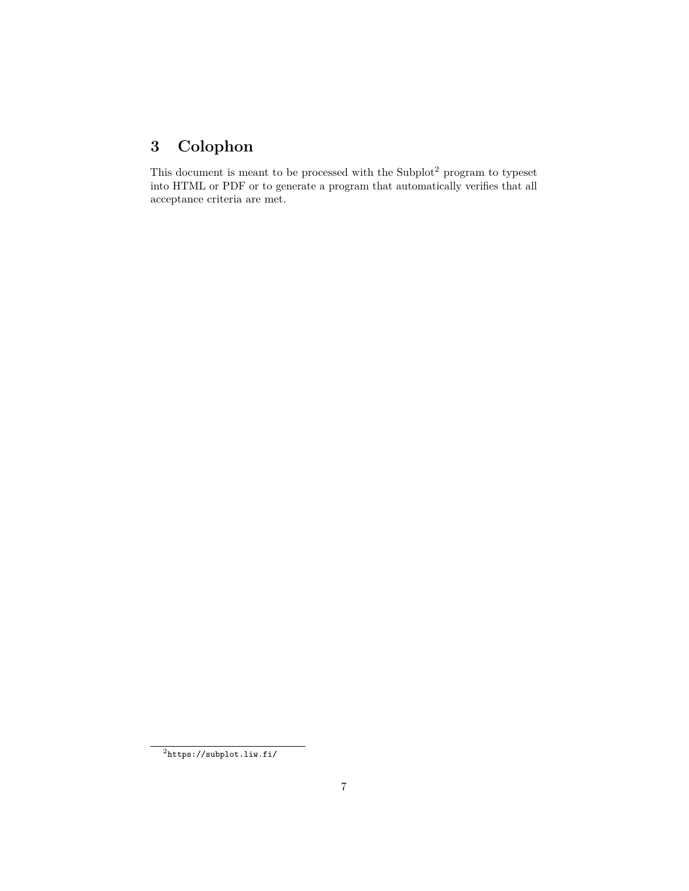# 3 Colophon

This document is meant to be processed with the Subplot[2] program to typeset into HTML or PDF or to generate a program that automatically verifies that all acceptance criteria are met.

[2] https://subplot.liw.fi/